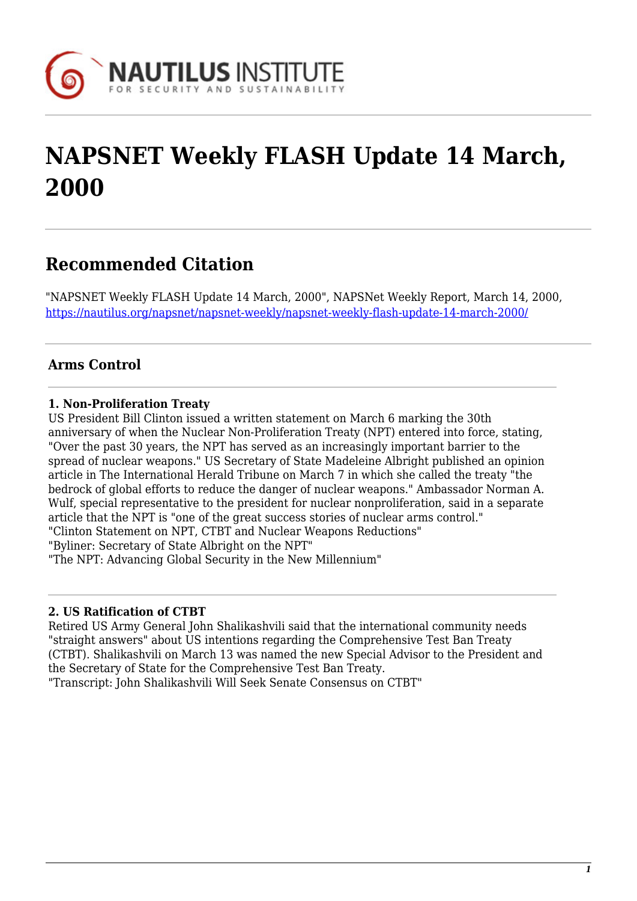# NAPSNET Weekly FLASH Update 14 March, 2000

## Recommended Citation

"NAPSNET Weekly FLASH Update 14 March, 2000", NAPSNet Weekly Report, March 14, 2000, https://nautilus.org/napsnet/napsnet-weekly/napsnet-weekly-flash-update-14-march-2000/

### Arms Control

**1. Non-Proliferation Treaty**

US President Bill Clinton issued a written statement on March 6 marking the 30th anniversary of when the Nuclear Non-Proliferation Treaty (NPT) entered into force, stating, "Over the past 30 years, the NPT has served as an increasingly important barrier to the spread of nuclear weapons." US Secretary of State Madeleine Albright published an opinion article in The International Herald Tribune on March 7 in which she called the treaty "the bedrock of global efforts to reduce the danger of nuclear weapons." Ambassador Norman A. Wulf, special representative to the president for nuclear nonproliferation, said in a separate article that the NPT is "one of the great success stories of nuclear arms control."

"Clinton Statement on NPT, CTBT and Nuclear Weapons Reductions"

"Byliner: Secretary of State Albright on the NPT"

"The NPT: Advancing Global Security in the New Millennium"

**2. US Ratification of CTBT**

Retired US Army General John Shalikashvili said that the international community needs "straight answers" about US intentions regarding the Comprehensive Test Ban Treaty (CTBT). Shalikashvili on March 13 was named the new Special Advisor to the President and the Secretary of State for the Comprehensive Test Ban Treaty.

"Transcript: John Shalikashvili Will Seek Senate Consensus on CTBT"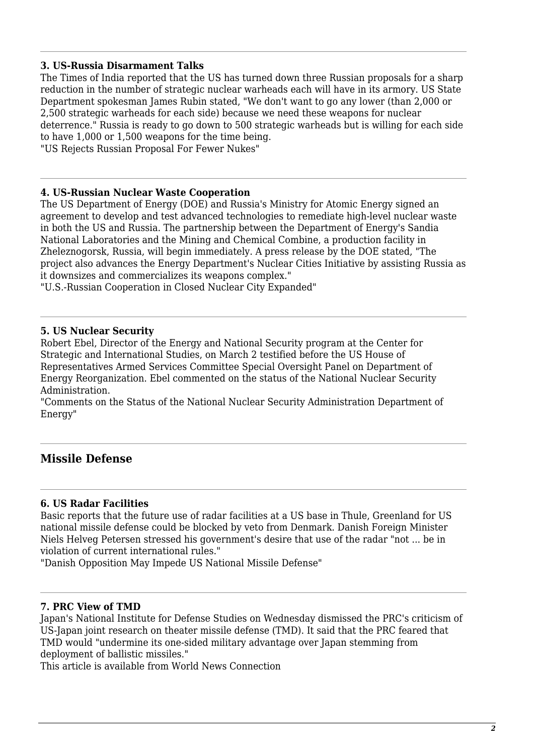---

**3. US-Russia Disarmament Talks**

The Times of India reported that the US has turned down three Russian proposals for a sharp reduction in the number of strategic nuclear warheads each will have in its armory. US State Department spokesman James Rubin stated, "We don't want to go any lower (than 2,000 or 2,500 strategic warheads for each side) because we need these weapons for nuclear deterrence." Russia is ready to go down to 500 strategic warheads but is willing for each side to have 1,000 or 1,500 weapons for the time being.

"US Rejects Russian Proposal For Fewer Nukes"

---

**4. US-Russian Nuclear Waste Cooperation**

The US Department of Energy (DOE) and Russia's Ministry for Atomic Energy signed an agreement to develop and test advanced technologies to remediate high-level nuclear waste in both the US and Russia. The partnership between the Department of Energy's Sandia National Laboratories and the Mining and Chemical Combine, a production facility in Zheleznogorsk, Russia, will begin immediately. A press release by the DOE stated, "The project also advances the Energy Department's Nuclear Cities Initiative by assisting Russia as it downsizes and commercializes its weapons complex."

"U.S.-Russian Cooperation in Closed Nuclear City Expanded"

---

**5. US Nuclear Security**

Robert Ebel, Director of the Energy and National Security program at the Center for Strategic and International Studies, on March 2 testified before the US House of Representatives Armed Services Committee Special Oversight Panel on Department of Energy Reorganization. Ebel commented on the status of the National Nuclear Security Administration.

"Comments on the Status of the National Nuclear Security Administration Department of Energy"

---

## Missile Defense

---

**6. US Radar Facilities**

Basic reports that the future use of radar facilities at a US base in Thule, Greenland for US national missile defense could be blocked by veto from Denmark. Danish Foreign Minister Niels Helveg Petersen stressed his government's desire that use of the radar "not ... be in violation of current international rules."

"Danish Opposition May Impede US National Missile Defense"

---

**7. PRC View of TMD**

Japan's National Institute for Defense Studies on Wednesday dismissed the PRC's criticism of US-Japan joint research on theater missile defense (TMD). It said that the PRC feared that TMD would "undermine its one-sided military advantage over Japan stemming from deployment of ballistic missiles."

This article is available from World News Connection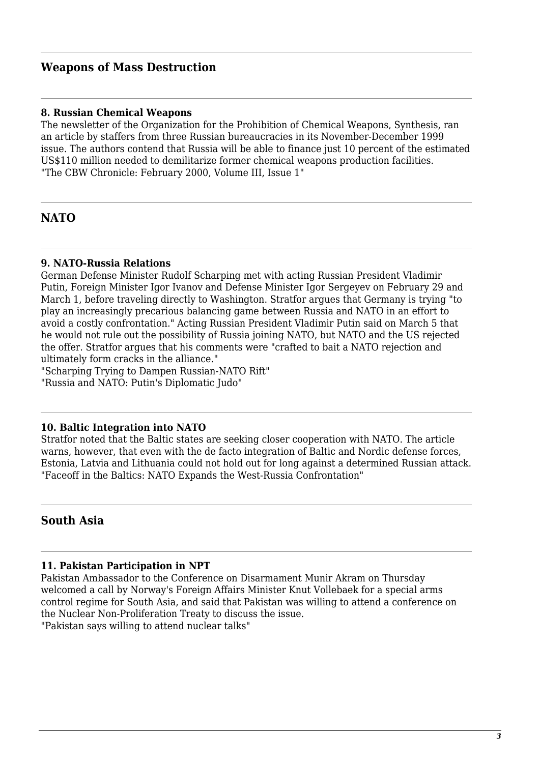## Weapons of Mass Destruction

### 8. Russian Chemical Weapons

The newsletter of the Organization for the Prohibition of Chemical Weapons, Synthesis, ran an article by staffers from three Russian bureaucracies in its November-December 1999 issue. The authors contend that Russia will be able to finance just 10 percent of the estimated US$110 million needed to demilitarize former chemical weapons production facilities.
"The CBW Chronicle: February 2000, Volume III, Issue 1"

## NATO

### 9. NATO-Russia Relations

German Defense Minister Rudolf Scharping met with acting Russian President Vladimir Putin, Foreign Minister Igor Ivanov and Defense Minister Igor Sergeyev on February 29 and March 1, before traveling directly to Washington. Stratfor argues that Germany is trying "to play an increasingly precarious balancing game between Russia and NATO in an effort to avoid a costly confrontation." Acting Russian President Vladimir Putin said on March 5 that he would not rule out the possibility of Russia joining NATO, but NATO and the US rejected the offer. Stratfor argues that his comments were "crafted to bait a NATO rejection and ultimately form cracks in the alliance."
"Scharping Trying to Dampen Russian-NATO Rift"
"Russia and NATO: Putin's Diplomatic Judo"

### 10. Baltic Integration into NATO

Stratfor noted that the Baltic states are seeking closer cooperation with NATO. The article warns, however, that even with the de facto integration of Baltic and Nordic defense forces, Estonia, Latvia and Lithuania could not hold out for long against a determined Russian attack.
"Faceoff in the Baltics: NATO Expands the West-Russia Confrontation"

## South Asia

### 11. Pakistan Participation in NPT

Pakistan Ambassador to the Conference on Disarmament Munir Akram on Thursday welcomed a call by Norway's Foreign Affairs Minister Knut Vollebaek for a special arms control regime for South Asia, and said that Pakistan was willing to attend a conference on the Nuclear Non-Proliferation Treaty to discuss the issue.
"Pakistan says willing to attend nuclear talks"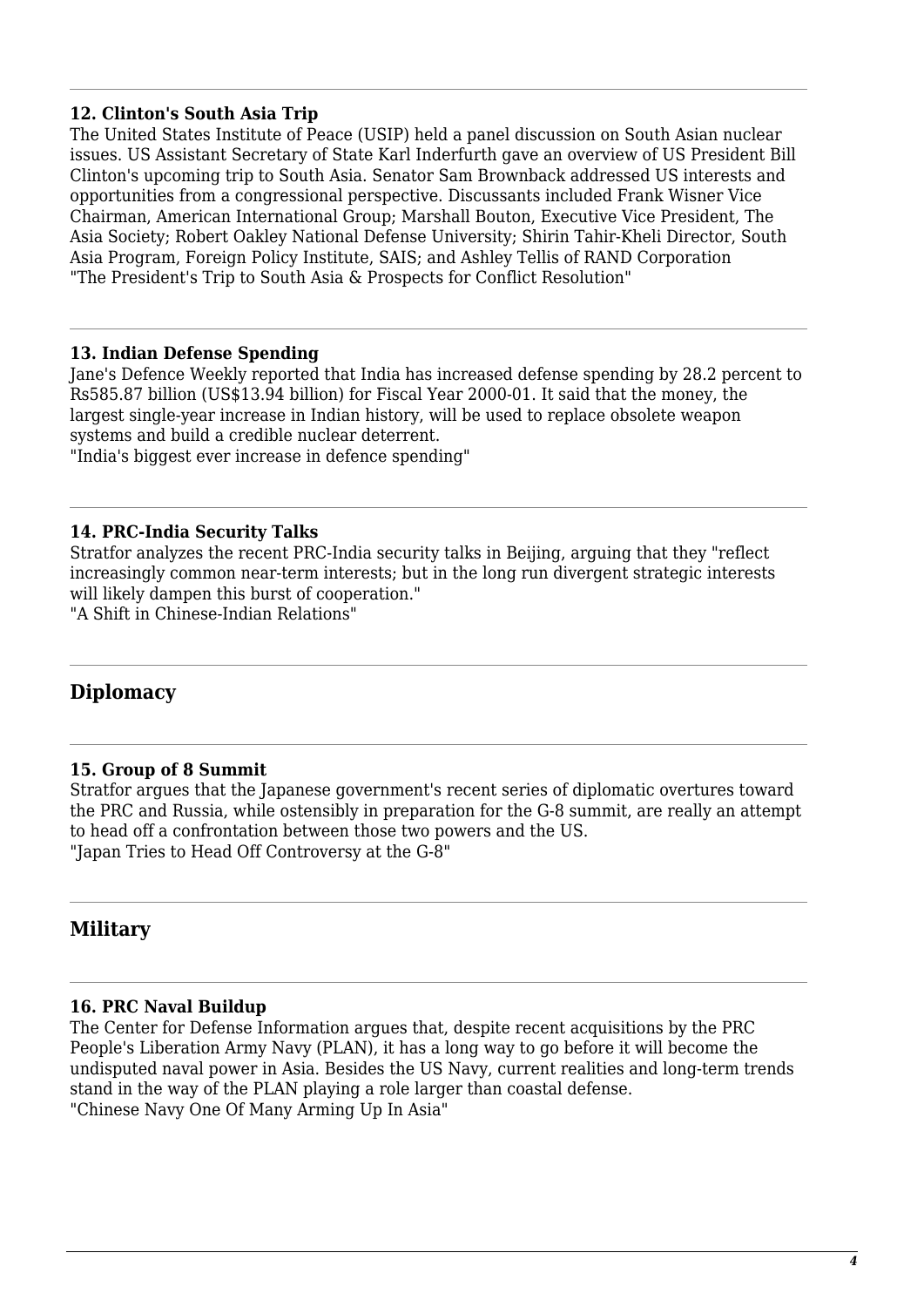---

### 12. Clinton's South Asia Trip

The United States Institute of Peace (USIP) held a panel discussion on South Asian nuclear issues. US Assistant Secretary of State Karl Inderfurth gave an overview of US President Bill Clinton's upcoming trip to South Asia. Senator Sam Brownback addressed US interests and opportunities from a congressional perspective. Discussants included Frank Wisner Vice Chairman, American International Group; Marshall Bouton, Executive Vice President, The Asia Society; Robert Oakley National Defense University; Shirin Tahir-Kheli Director, South Asia Program, Foreign Policy Institute, SAIS; and Ashley Tellis of RAND Corporation
"The President's Trip to South Asia & Prospects for Conflict Resolution"

---

### 13. Indian Defense Spending

Jane's Defence Weekly reported that India has increased defense spending by 28.2 percent to Rs585.87 billion (US$13.94 billion) for Fiscal Year 2000-01. It said that the money, the largest single-year increase in Indian history, will be used to replace obsolete weapon systems and build a credible nuclear deterrent.
"India's biggest ever increase in defence spending"

---

### 14. PRC-India Security Talks

Stratfor analyzes the recent PRC-India security talks in Beijing, arguing that they "reflect increasingly common near-term interests; but in the long run divergent strategic interests will likely dampen this burst of cooperation."
"A Shift in Chinese-Indian Relations"

---

## Diplomacy

---

### 15. Group of 8 Summit

Stratfor argues that the Japanese government's recent series of diplomatic overtures toward the PRC and Russia, while ostensibly in preparation for the G-8 summit, are really an attempt to head off a confrontation between those two powers and the US.
"Japan Tries to Head Off Controversy at the G-8"

---

## Military

---

### 16. PRC Naval Buildup

The Center for Defense Information argues that, despite recent acquisitions by the PRC People's Liberation Army Navy (PLAN), it has a long way to go before it will become the undisputed naval power in Asia. Besides the US Navy, current realities and long-term trends stand in the way of the PLAN playing a role larger than coastal defense.
"Chinese Navy One Of Many Arming Up In Asia"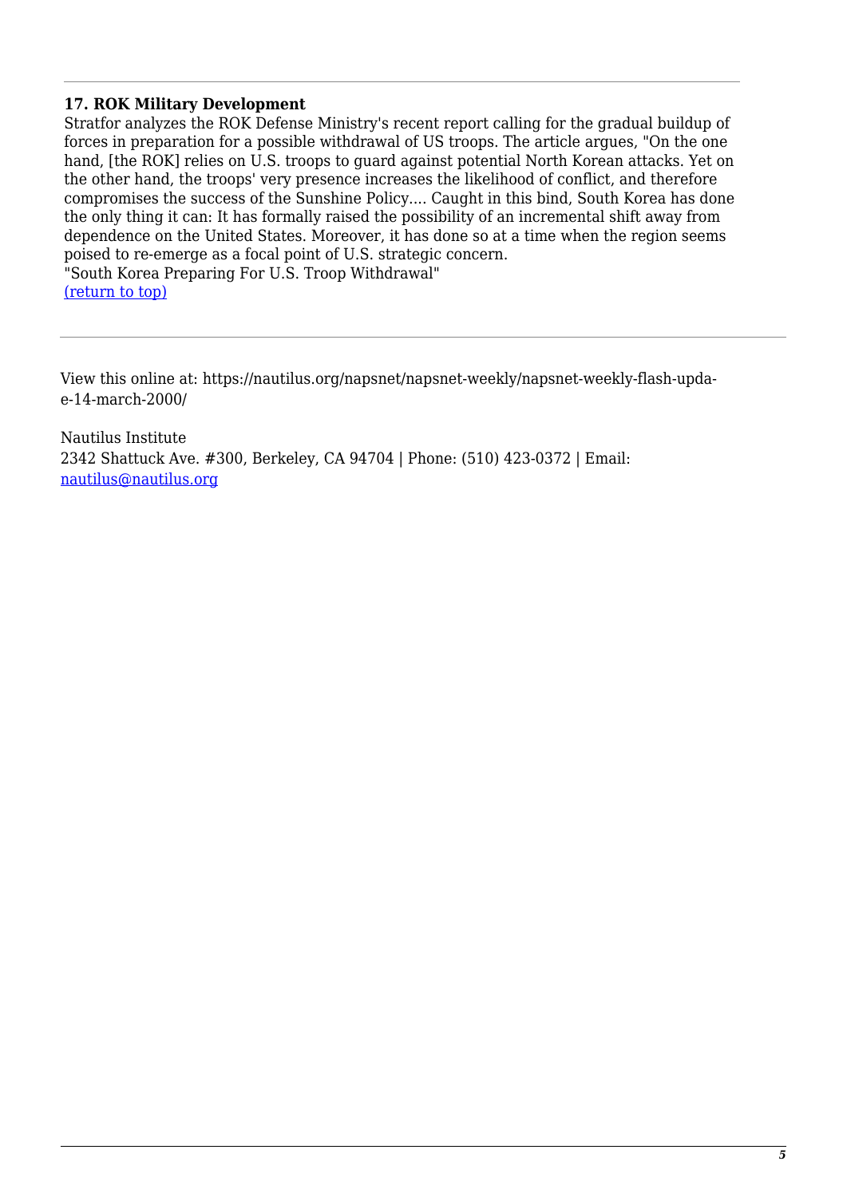### 17. ROK Military Development

Stratfor analyzes the ROK Defense Ministry's recent report calling for the gradual buildup of forces in preparation for a possible withdrawal of US troops. The article argues, "On the one hand, [the ROK] relies on U.S. troops to guard against potential North Korean attacks. Yet on the other hand, the troops' very presence increases the likelihood of conflict, and therefore compromises the success of the Sunshine Policy.... Caught in this bind, South Korea has done the only thing it can: It has formally raised the possibility of an incremental shift away from dependence on the United States. Moreover, it has done so at a time when the region seems poised to re-emerge as a focal point of U.S. strategic concern.

"South Korea Preparing For U.S. Troop Withdrawal"

(return to top)

---

View this online at: https://nautilus.org/napsnet/napsnet-weekly/napsnet-weekly-flash-update-14-march-2000/

Nautilus Institute
2342 Shattuck Ave. #300, Berkeley, CA 94704 | Phone: (510) 423-0372 | Email: nautilus@nautilus.org